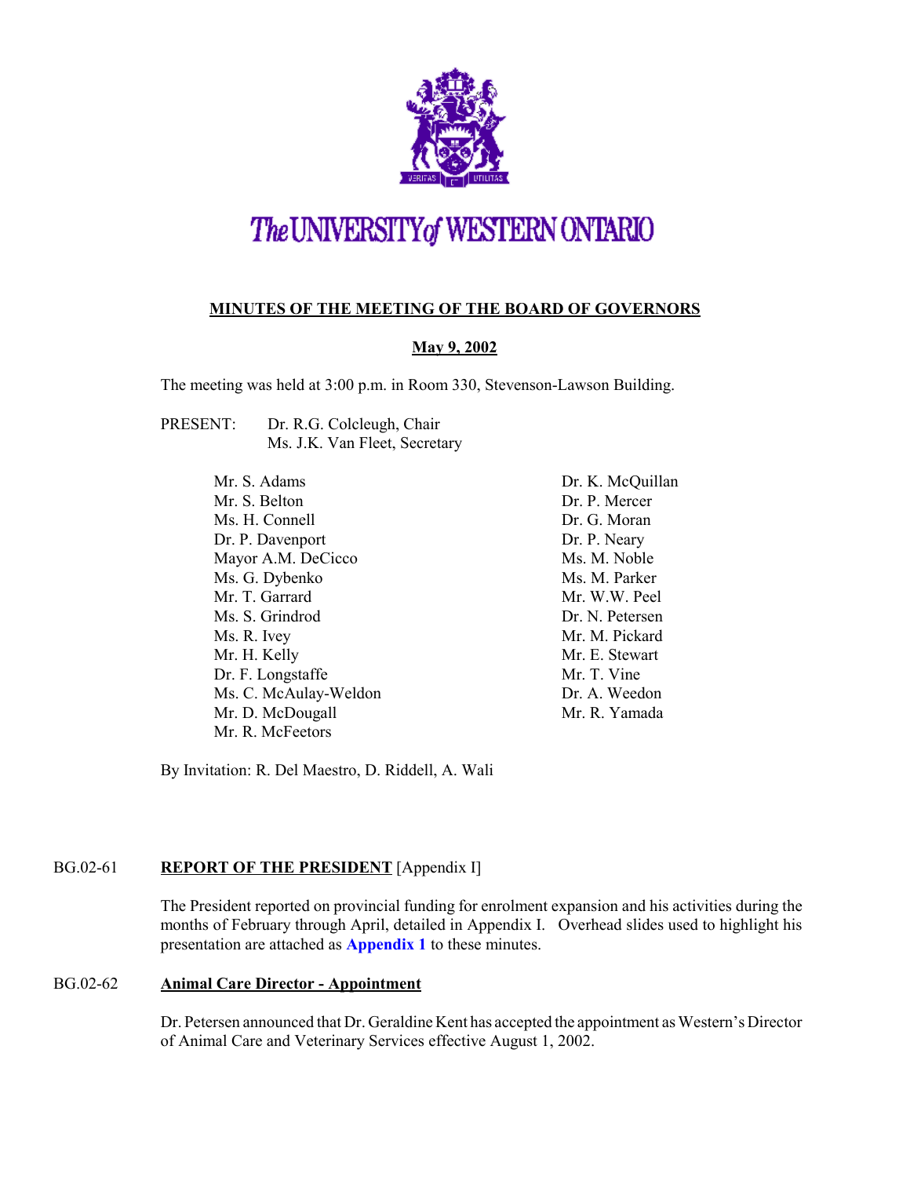# The UNIVERSITY of WESTERN ONTARIO

## MINUTES OF THE MEETING OF THE BOARD OF GOVERNORS

**May 9, 2002**

The meeting was held at 3:00 p.m. in Room 330, Stevenson-Lawson Building.

PRESENT: Dr. R.G. Colcleugh, Chair
Ms. J.K. Van Fleet, Secretary

Mr. S. Adams
Mr. S. Belton
Ms. H. Connell
Dr. P. Davenport
Mayor A.M. DeCicco
Ms. G. Dybenko
Mr. T. Garrard
Ms. S. Grindrod
Ms. R. Ivey
Mr. H. Kelly
Dr. F. Longstaffe
Ms. C. McAulay-Weldon
Mr. D. McDougall
Mr. R. McFeetors
Dr. K. McQuillan
Dr. P. Mercer
Dr. G. Moran
Dr. P. Neary
Ms. M. Noble
Ms. M. Parker
Mr. W.W. Peel
Dr. N. Petersen
Mr. M. Pickard
Mr. E. Stewart
Mr. T. Vine
Dr. A. Weedon
Mr. R. Yamada

By Invitation: R. Del Maestro, D. Riddell, A. Wali

### BG.02-61 REPORT OF THE PRESIDENT [Appendix I]

The President reported on provincial funding for enrolment expansion and his activities during the months of February through April, detailed in Appendix I. Overhead slides used to highlight his presentation are attached as **Appendix 1** to these minutes.

### BG.02-62 Animal Care Director - Appointment

Dr. Petersen announced that Dr. Geraldine Kent has accepted the appointment as Western's Director of Animal Care and Veterinary Services effective August 1, 2002.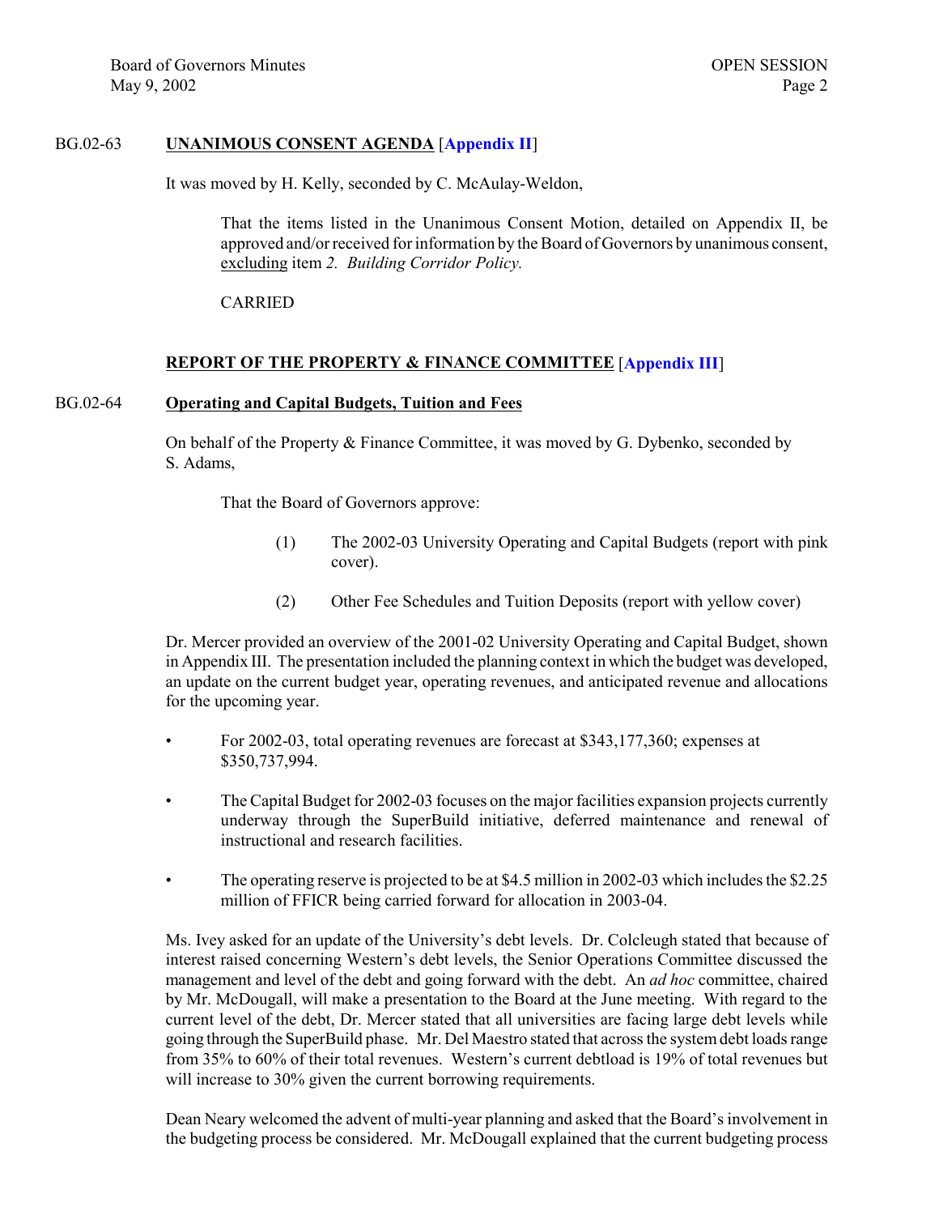BG.02-63 **UNANIMOUS CONSENT AGENDA** [**Appendix II**]

It was moved by H. Kelly, seconded by C. McAulay-Weldon,

> That the items listed in the Unanimous Consent Motion, detailed on Appendix II, be approved and/or received for information by the Board of Governors by unanimous consent, excluding item *2. Building Corridor Policy.*
>
> CARRIED

**REPORT OF THE PROPERTY & FINANCE COMMITTEE** [**Appendix III**]

BG.02-64 **Operating and Capital Budgets, Tuition and Fees**

On behalf of the Property & Finance Committee, it was moved by G. Dybenko, seconded by S. Adams,

> That the Board of Governors approve:
>
> (1) The 2002-03 University Operating and Capital Budgets (report with pink cover).
>
> (2) Other Fee Schedules and Tuition Deposits (report with yellow cover)

Dr. Mercer provided an overview of the 2001-02 University Operating and Capital Budget, shown in Appendix III. The presentation included the planning context in which the budget was developed, an update on the current budget year, operating revenues, and anticipated revenue and allocations for the upcoming year.

- For 2002-03, total operating revenues are forecast at $343,177,360; expenses at $350,737,994.
- The Capital Budget for 2002-03 focuses on the major facilities expansion projects currently underway through the SuperBuild initiative, deferred maintenance and renewal of instructional and research facilities.
- The operating reserve is projected to be at $4.5 million in 2002-03 which includes the $2.25 million of FFICR being carried forward for allocation in 2003-04.

Ms. Ivey asked for an update of the University's debt levels. Dr. Colcleugh stated that because of interest raised concerning Western's debt levels, the Senior Operations Committee discussed the management and level of the debt and going forward with the debt. An *ad hoc* committee, chaired by Mr. McDougall, will make a presentation to the Board at the June meeting. With regard to the current level of the debt, Dr. Mercer stated that all universities are facing large debt levels while going through the SuperBuild phase. Mr. Del Maestro stated that across the system debt loads range from 35% to 60% of their total revenues. Western's current debtload is 19% of total revenues but will increase to 30% given the current borrowing requirements.

Dean Neary welcomed the advent of multi-year planning and asked that the Board's involvement in the budgeting process be considered. Mr. McDougall explained that the current budgeting process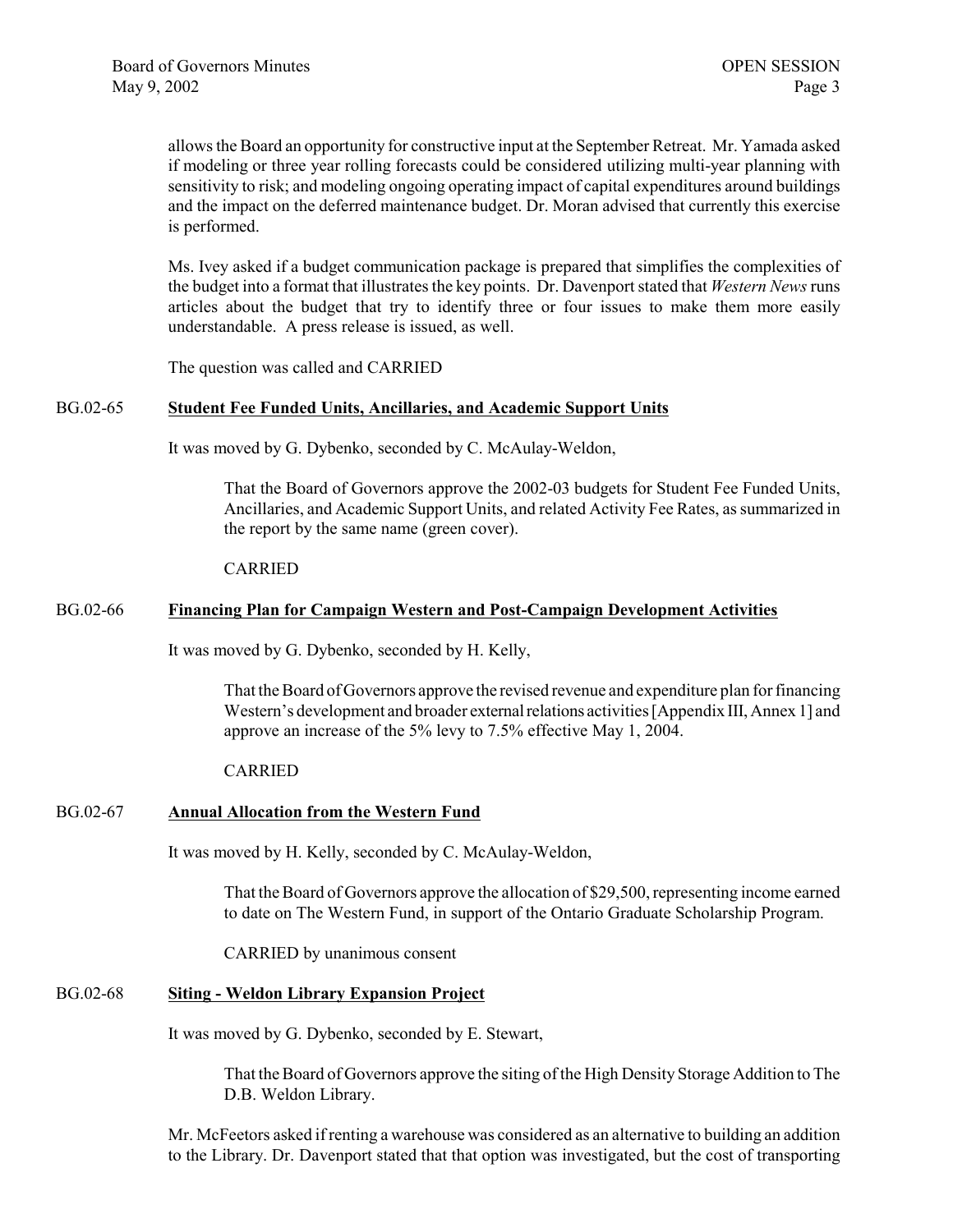allows the Board an opportunity for constructive input at the September Retreat. Mr. Yamada asked if modeling or three year rolling forecasts could be considered utilizing multi-year planning with sensitivity to risk; and modeling ongoing operating impact of capital expenditures around buildings and the impact on the deferred maintenance budget. Dr. Moran advised that currently this exercise is performed.

Ms. Ivey asked if a budget communication package is prepared that simplifies the complexities of the budget into a format that illustrates the key points. Dr. Davenport stated that *Western News* runs articles about the budget that try to identify three or four issues to make them more easily understandable. A press release is issued, as well.

The question was called and CARRIED

BG.02-65 **Student Fee Funded Units, Ancillaries, and Academic Support Units**

It was moved by G. Dybenko, seconded by C. McAulay-Weldon,

> That the Board of Governors approve the 2002-03 budgets for Student Fee Funded Units, Ancillaries, and Academic Support Units, and related Activity Fee Rates, as summarized in the report by the same name (green cover).
>
> CARRIED

BG.02-66 **Financing Plan for Campaign Western and Post-Campaign Development Activities**

It was moved by G. Dybenko, seconded by H. Kelly,

> That the Board of Governors approve the revised revenue and expenditure plan for financing Western's development and broader external relations activities [Appendix III, Annex 1] and approve an increase of the 5% levy to 7.5% effective May 1, 2004.
>
> CARRIED

BG.02-67 **Annual Allocation from the Western Fund**

It was moved by H. Kelly, seconded by C. McAulay-Weldon,

> That the Board of Governors approve the allocation of $29,500, representing income earned to date on The Western Fund, in support of the Ontario Graduate Scholarship Program.
>
> CARRIED by unanimous consent

BG.02-68 **Siting - Weldon Library Expansion Project**

It was moved by G. Dybenko, seconded by E. Stewart,

> That the Board of Governors approve the siting of the High Density Storage Addition to The D.B. Weldon Library.

Mr. McFeetors asked if renting a warehouse was considered as an alternative to building an addition to the Library. Dr. Davenport stated that that option was investigated, but the cost of transporting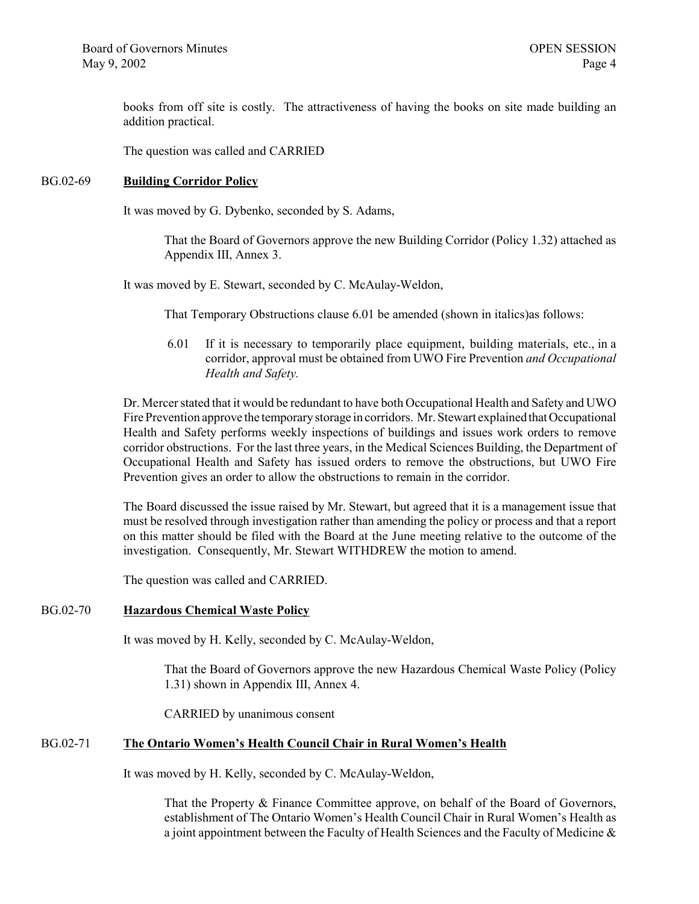books from off site is costly. The attractiveness of having the books on site made building an addition practical.

The question was called and CARRIED

## BG.02-69 **Building Corridor Policy**

It was moved by G. Dybenko, seconded by S. Adams,

> That the Board of Governors approve the new Building Corridor (Policy 1.32) attached as Appendix III, Annex 3.

It was moved by E. Stewart, seconded by C. McAulay-Weldon,

> That Temporary Obstructions clause 6.01 be amended (shown in italics)as follows:
>
> 6.01 If it is necessary to temporarily place equipment, building materials, etc., in a corridor, approval must be obtained from UWO Fire Prevention *and Occupational Health and Safety.*

Dr. Mercer stated that it would be redundant to have both Occupational Health and Safety and UWO Fire Prevention approve the temporary storage in corridors. Mr. Stewart explained that Occupational Health and Safety performs weekly inspections of buildings and issues work orders to remove corridor obstructions. For the last three years, in the Medical Sciences Building, the Department of Occupational Health and Safety has issued orders to remove the obstructions, but UWO Fire Prevention gives an order to allow the obstructions to remain in the corridor.

The Board discussed the issue raised by Mr. Stewart, but agreed that it is a management issue that must be resolved through investigation rather than amending the policy or process and that a report on this matter should be filed with the Board at the June meeting relative to the outcome of the investigation. Consequently, Mr. Stewart WITHDREW the motion to amend.

The question was called and CARRIED.

## BG.02-70 **Hazardous Chemical Waste Policy**

It was moved by H. Kelly, seconded by C. McAulay-Weldon,

> That the Board of Governors approve the new Hazardous Chemical Waste Policy (Policy 1.31) shown in Appendix III, Annex 4.
>
> CARRIED by unanimous consent

## BG.02-71 **The Ontario Women's Health Council Chair in Rural Women's Health**

It was moved by H. Kelly, seconded by C. McAulay-Weldon,

> That the Property & Finance Committee approve, on behalf of the Board of Governors, establishment of The Ontario Women's Health Council Chair in Rural Women's Health as a joint appointment between the Faculty of Health Sciences and the Faculty of Medicine &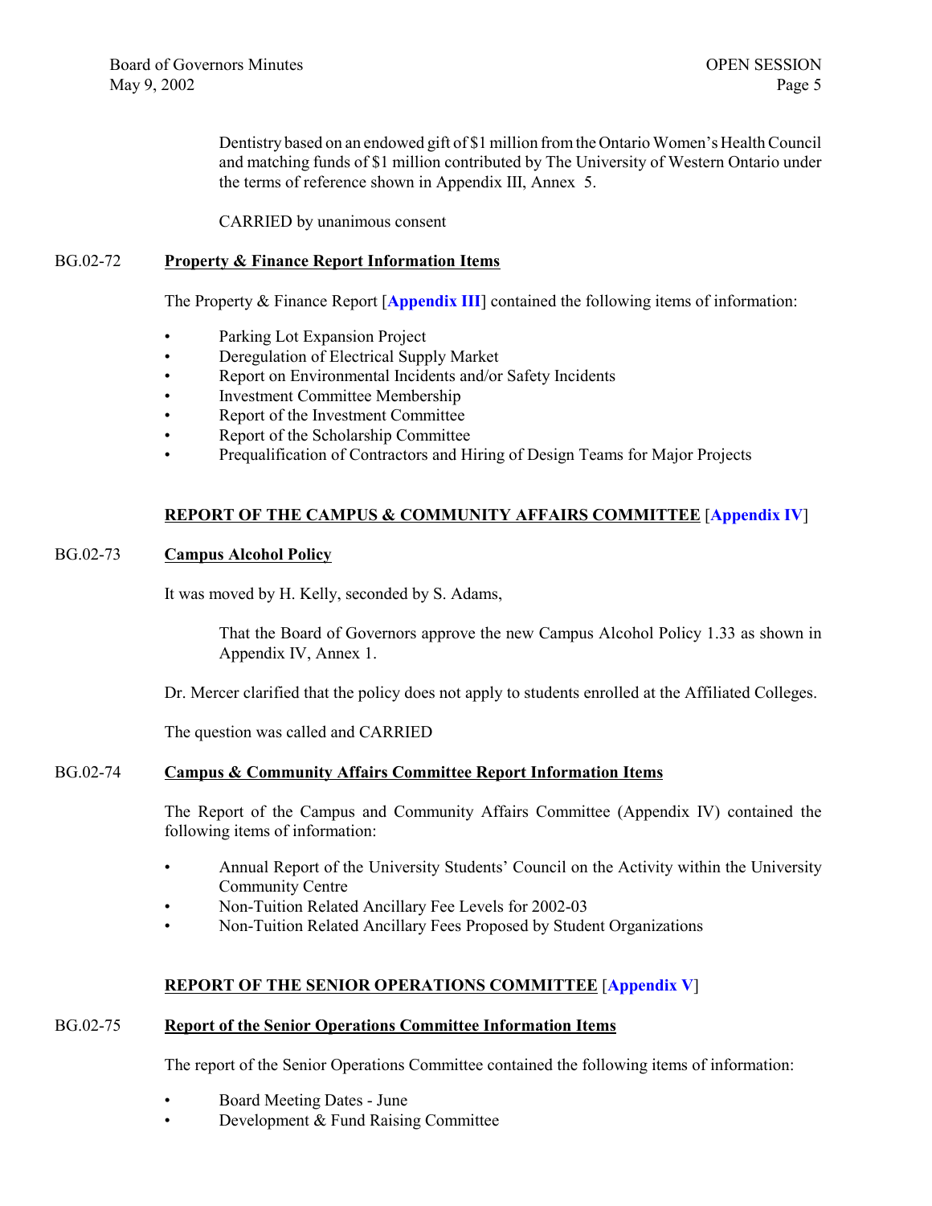Dentistry based on an endowed gift of $1 million from the Ontario Women's Health Council and matching funds of $1 million contributed by The University of Western Ontario under the terms of reference shown in Appendix III, Annex 5.

CARRIED by unanimous consent

BG.02-72 **Property & Finance Report Information Items**

The Property & Finance Report [**Appendix III**] contained the following items of information:

- Parking Lot Expansion Project
- Deregulation of Electrical Supply Market
- Report on Environmental Incidents and/or Safety Incidents
- Investment Committee Membership
- Report of the Investment Committee
- Report of the Scholarship Committee
- Prequalification of Contractors and Hiring of Design Teams for Major Projects

## REPORT OF THE CAMPUS & COMMUNITY AFFAIRS COMMITTEE [Appendix IV]

BG.02-73 **Campus Alcohol Policy**

It was moved by H. Kelly, seconded by S. Adams,

> That the Board of Governors approve the new Campus Alcohol Policy 1.33 as shown in Appendix IV, Annex 1.

Dr. Mercer clarified that the policy does not apply to students enrolled at the Affiliated Colleges.

The question was called and CARRIED

BG.02-74 **Campus & Community Affairs Committee Report Information Items**

The Report of the Campus and Community Affairs Committee (Appendix IV) contained the following items of information:

- Annual Report of the University Students' Council on the Activity within the University Community Centre
- Non-Tuition Related Ancillary Fee Levels for 2002-03
- Non-Tuition Related Ancillary Fees Proposed by Student Organizations

## REPORT OF THE SENIOR OPERATIONS COMMITTEE [Appendix V]

BG.02-75 **Report of the Senior Operations Committee Information Items**

The report of the Senior Operations Committee contained the following items of information:

- Board Meeting Dates - June
- Development & Fund Raising Committee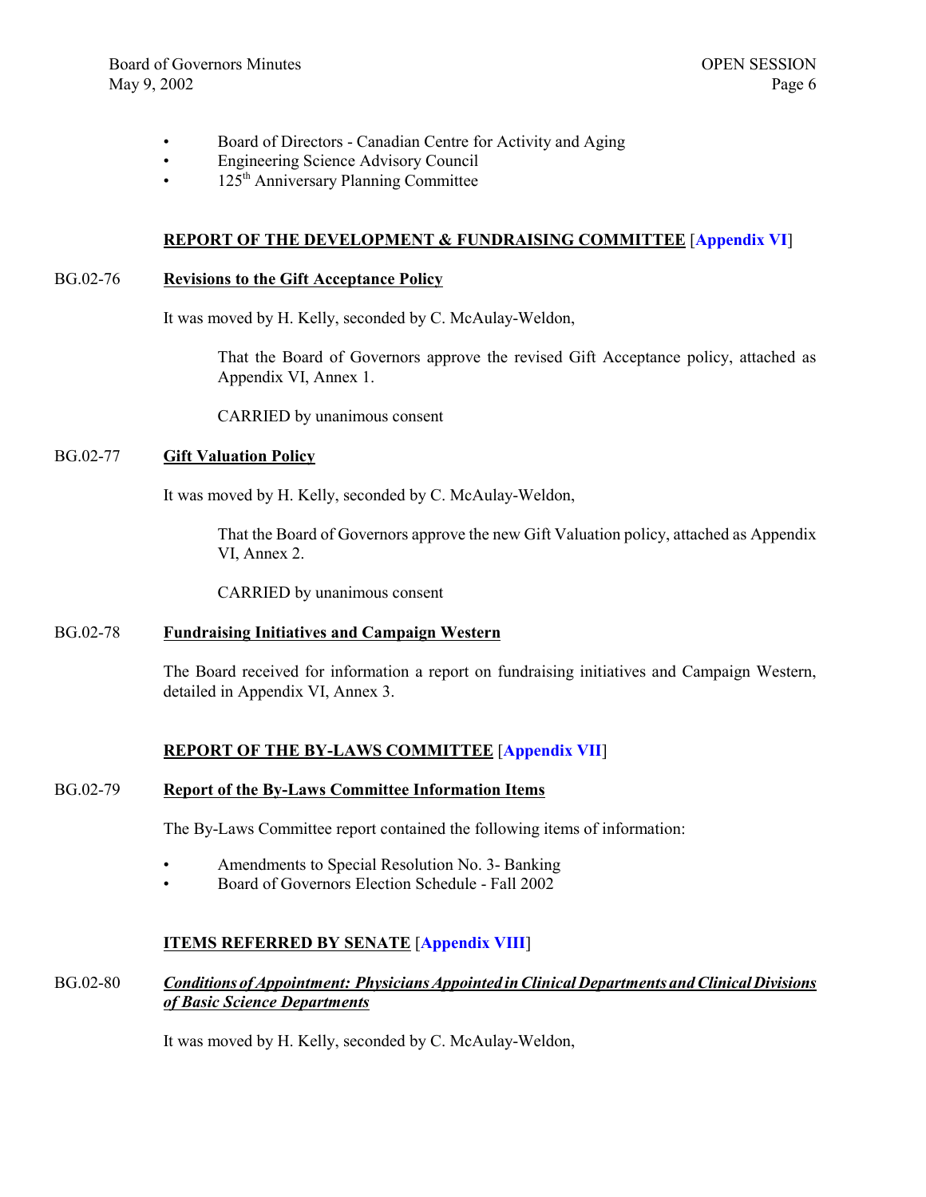- Board of Directors - Canadian Centre for Activity and Aging
- Engineering Science Advisory Council
- 125th Anniversary Planning Committee

**REPORT OF THE DEVELOPMENT & FUNDRAISING COMMITTEE** [**Appendix VI**]

BG.02-76 **Revisions to the Gift Acceptance Policy**

It was moved by H. Kelly, seconded by C. McAulay-Weldon,

> That the Board of Governors approve the revised Gift Acceptance policy, attached as Appendix VI, Annex 1.
>
> CARRIED by unanimous consent

BG.02-77 **Gift Valuation Policy**

It was moved by H. Kelly, seconded by C. McAulay-Weldon,

> That the Board of Governors approve the new Gift Valuation policy, attached as Appendix VI, Annex 2.
>
> CARRIED by unanimous consent

BG.02-78 **Fundraising Initiatives and Campaign Western**

The Board received for information a report on fundraising initiatives and Campaign Western, detailed in Appendix VI, Annex 3.

**REPORT OF THE BY-LAWS COMMITTEE** [**Appendix VII**]

BG.02-79 **Report of the By-Laws Committee Information Items**

The By-Laws Committee report contained the following items of information:

- Amendments to Special Resolution No. 3- Banking
- Board of Governors Election Schedule - Fall 2002

**ITEMS REFERRED BY SENATE** [**Appendix VIII**]

BG.02-80 ***Conditions of Appointment: Physicians Appointed in Clinical Departments and Clinical Divisions of Basic Science Departments***

It was moved by H. Kelly, seconded by C. McAulay-Weldon,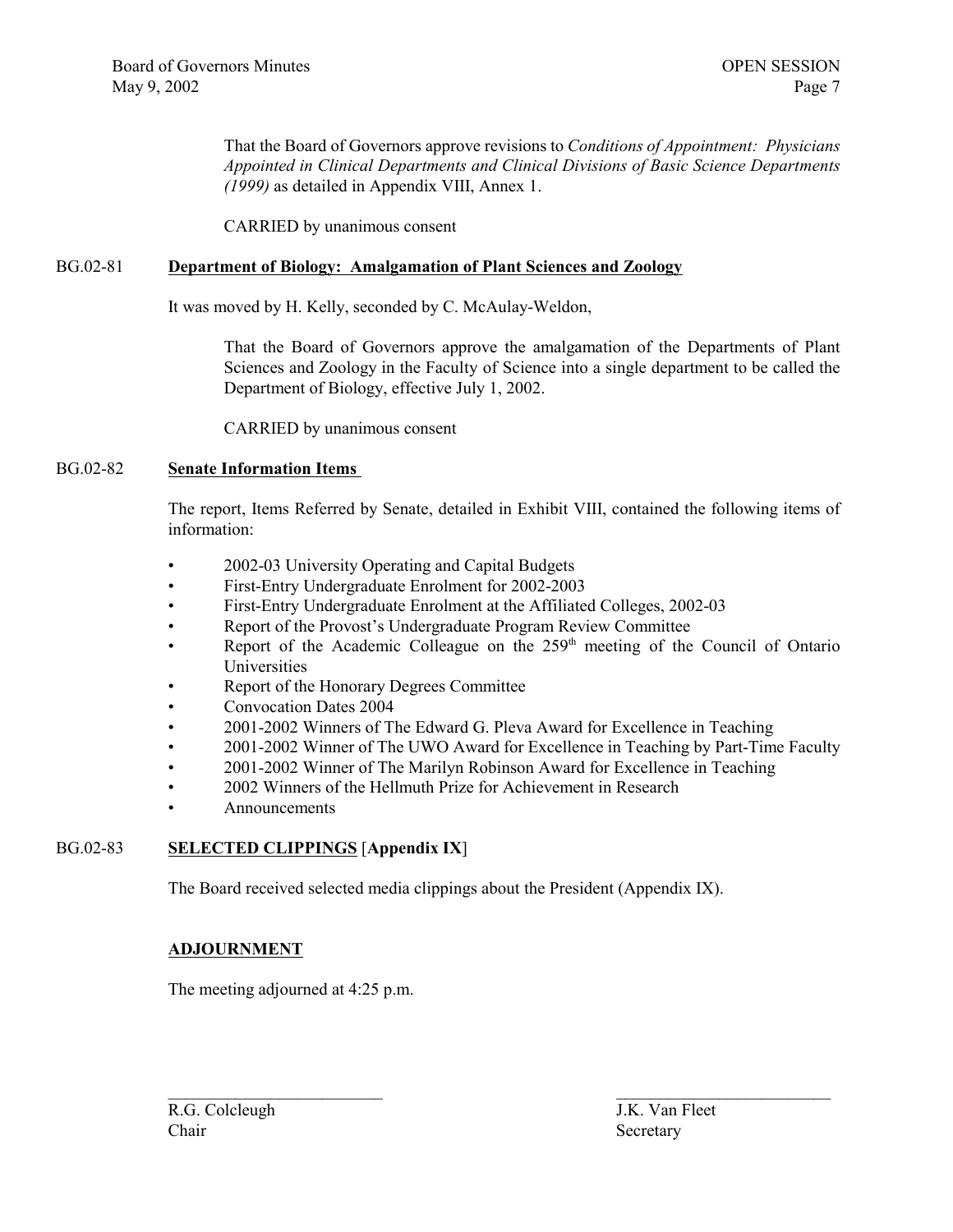That the Board of Governors approve revisions to *Conditions of Appointment: Physicians Appointed in Clinical Departments and Clinical Divisions of Basic Science Departments (1999)* as detailed in Appendix VIII, Annex 1.

CARRIED by unanimous consent

BG.02-81 **Department of Biology: Amalgamation of Plant Sciences and Zoology**

It was moved by H. Kelly, seconded by C. McAulay-Weldon,

That the Board of Governors approve the amalgamation of the Departments of Plant Sciences and Zoology in the Faculty of Science into a single department to be called the Department of Biology, effective July 1, 2002.

CARRIED by unanimous consent

BG.02-82 **Senate Information Items**

The report, Items Referred by Senate, detailed in Exhibit VIII, contained the following items of information:

- 2002-03 University Operating and Capital Budgets
- First-Entry Undergraduate Enrolment for 2002-2003
- First-Entry Undergraduate Enrolment at the Affiliated Colleges, 2002-03
- Report of the Provost's Undergraduate Program Review Committee
- Report of the Academic Colleague on the 259th meeting of the Council of Ontario Universities
- Report of the Honorary Degrees Committee
- Convocation Dates 2004
- 2001-2002 Winners of The Edward G. Pleva Award for Excellence in Teaching
- 2001-2002 Winner of The UWO Award for Excellence in Teaching by Part-Time Faculty
- 2001-2002 Winner of The Marilyn Robinson Award for Excellence in Teaching
- 2002 Winners of the Hellmuth Prize for Achievement in Research
- Announcements

BG.02-83 **SELECTED CLIPPINGS [Appendix IX]**

The Board received selected media clippings about the President (Appendix IX).

**ADJOURNMENT**

The meeting adjourned at 4:25 p.m.

| \_\_\_\_\_\_\_\_\_\_\_\_\_\_\_\_\_\_\_\_\_\_\_\_\_ | \_\_\_\_\_\_\_\_\_\_\_\_\_\_\_\_\_\_\_\_\_\_\_\_\_ |
|---|---|
| R.G. Colcleugh | J.K. Van Fleet |
| Chair | Secretary |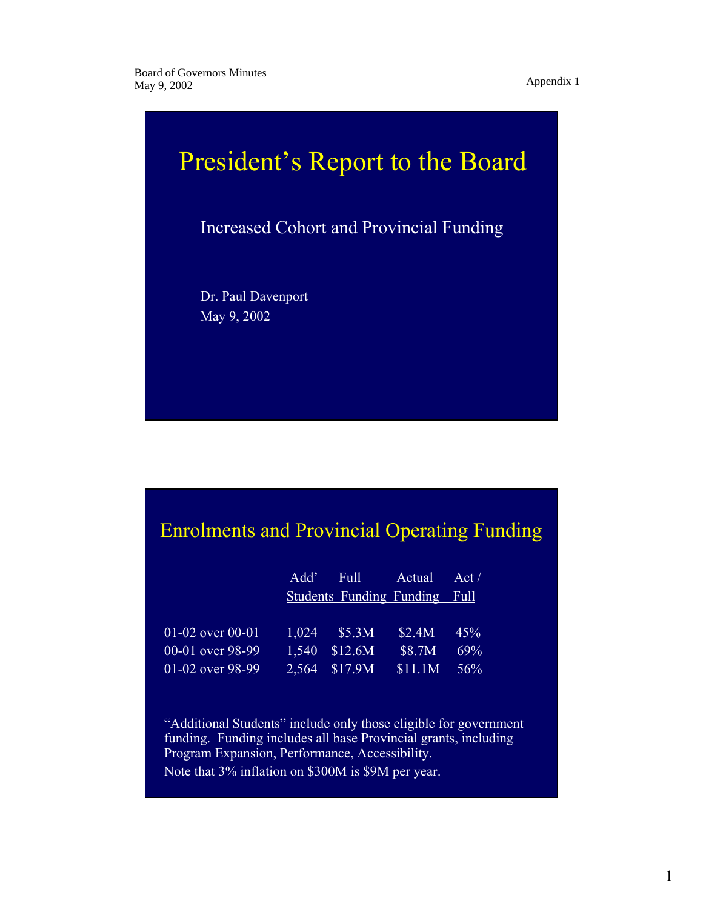Board of Governors Minutes
May 9, 2002

Appendix 1

# President's Report to the Board

Increased Cohort and Provincial Funding

Dr. Paul Davenport
May 9, 2002

## Enrolments and Provincial Operating Funding

| | Add' Students | Full Funding | Actual Funding | Act / Full |
|---|---|---|---|---|
| 01-02 over 00-01 | 1,024 | $5.3M | $2.4M | 45% |
| 00-01 over 98-99 | 1,540 | $12.6M | $8.7M | 69% |
| 01-02 over 98-99 | 2,564 | $17.9M | $11.1M | 56% |

"Additional Students" include only those eligible for government funding. Funding includes all base Provincial grants, including Program Expansion, Performance, Accessibility.

Note that 3% inflation on $300M is $9M per year.